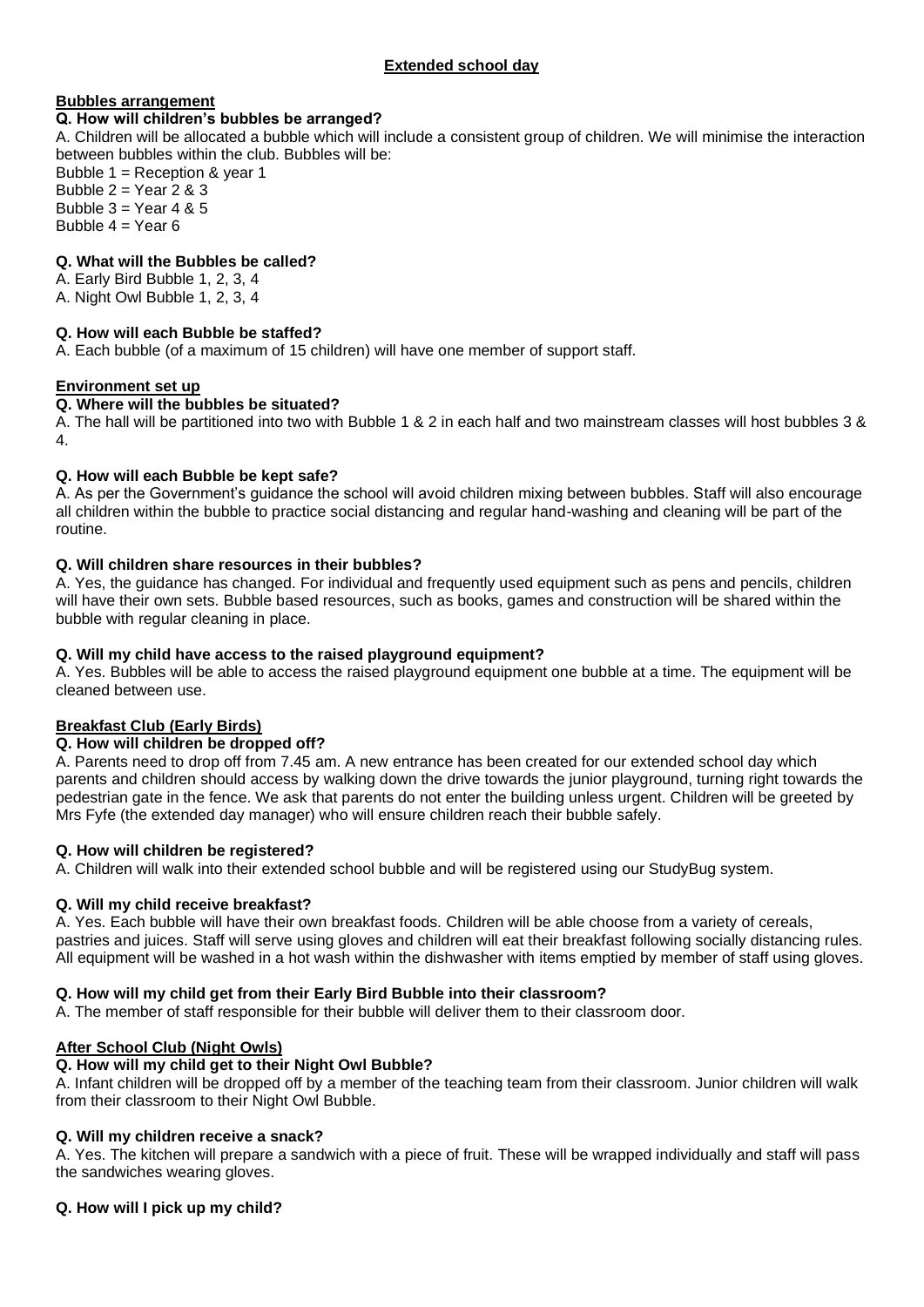# Extended school day

## Bubbles arrangement

**Q. How will children's bubbles be arranged?**

A. Children will be allocated a bubble which will include a consistent group of children. We will minimise the interaction between bubbles within the club. Bubbles will be:

Bubble 1 = Reception & year 1
Bubble 2 = Year 2 & 3
Bubble 3 = Year 4 & 5
Bubble 4 = Year 6

**Q. What will the Bubbles be called?**

A. Early Bird Bubble 1, 2, 3, 4
A. Night Owl Bubble 1, 2, 3, 4

**Q. How will each Bubble be staffed?**

A. Each bubble (of a maximum of 15 children) will have one member of support staff.

## Environment set up

**Q. Where will the bubbles be situated?**

A. The hall will be partitioned into two with Bubble 1 & 2 in each half and two mainstream classes will host bubbles 3 & 4.

**Q. How will each Bubble be kept safe?**

A. As per the Government's guidance the school will avoid children mixing between bubbles. Staff will also encourage all children within the bubble to practice social distancing and regular hand-washing and cleaning will be part of the routine.

**Q. Will children share resources in their bubbles?**

A. Yes, the guidance has changed. For individual and frequently used equipment such as pens and pencils, children will have their own sets. Bubble based resources, such as books, games and construction will be shared within the bubble with regular cleaning in place.

**Q. Will my child have access to the raised playground equipment?**

A. Yes. Bubbles will be able to access the raised playground equipment one bubble at a time. The equipment will be cleaned between use.

## Breakfast Club (Early Birds)

**Q. How will children be dropped off?**

A. Parents need to drop off from 7.45 am. A new entrance has been created for our extended school day which parents and children should access by walking down the drive towards the junior playground, turning right towards the pedestrian gate in the fence. We ask that parents do not enter the building unless urgent. Children will be greeted by Mrs Fyfe (the extended day manager) who will ensure children reach their bubble safely.

**Q. How will children be registered?**

A. Children will walk into their extended school bubble and will be registered using our StudyBug system.

**Q. Will my child receive breakfast?**

A. Yes. Each bubble will have their own breakfast foods. Children will be able choose from a variety of cereals, pastries and juices. Staff will serve using gloves and children will eat their breakfast following socially distancing rules. All equipment will be washed in a hot wash within the dishwasher with items emptied by member of staff using gloves.

**Q. How will my child get from their Early Bird Bubble into their classroom?**

A. The member of staff responsible for their bubble will deliver them to their classroom door.

## After School Club (Night Owls)

**Q. How will my child get to their Night Owl Bubble?**

A. Infant children will be dropped off by a member of the teaching team from their classroom. Junior children will walk from their classroom to their Night Owl Bubble.

**Q. Will my children receive a snack?**

A. Yes. The kitchen will prepare a sandwich with a piece of fruit. These will be wrapped individually and staff will pass the sandwiches wearing gloves.

**Q. How will I pick up my child?**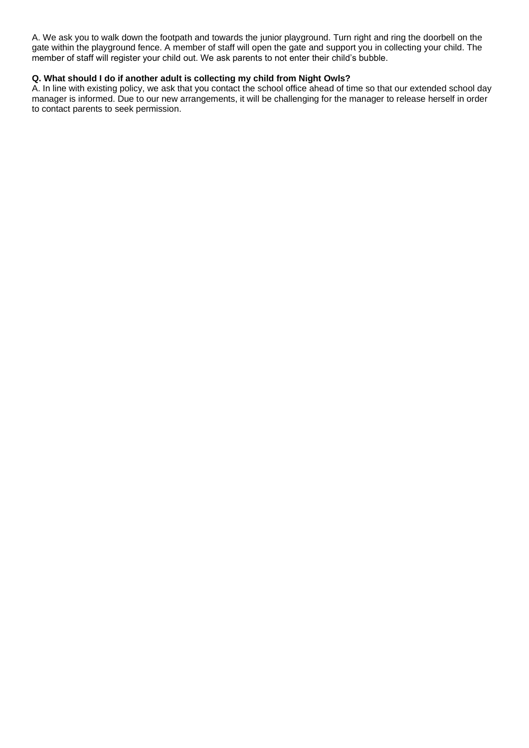A. We ask you to walk down the footpath and towards the junior playground. Turn right and ring the doorbell on the gate within the playground fence. A member of staff will open the gate and support you in collecting your child. The member of staff will register your child out. We ask parents to not enter their child's bubble.

**Q. What should I do if another adult is collecting my child from Night Owls?**

A. In line with existing policy, we ask that you contact the school office ahead of time so that our extended school day manager is informed. Due to our new arrangements, it will be challenging for the manager to release herself in order to contact parents to seek permission.